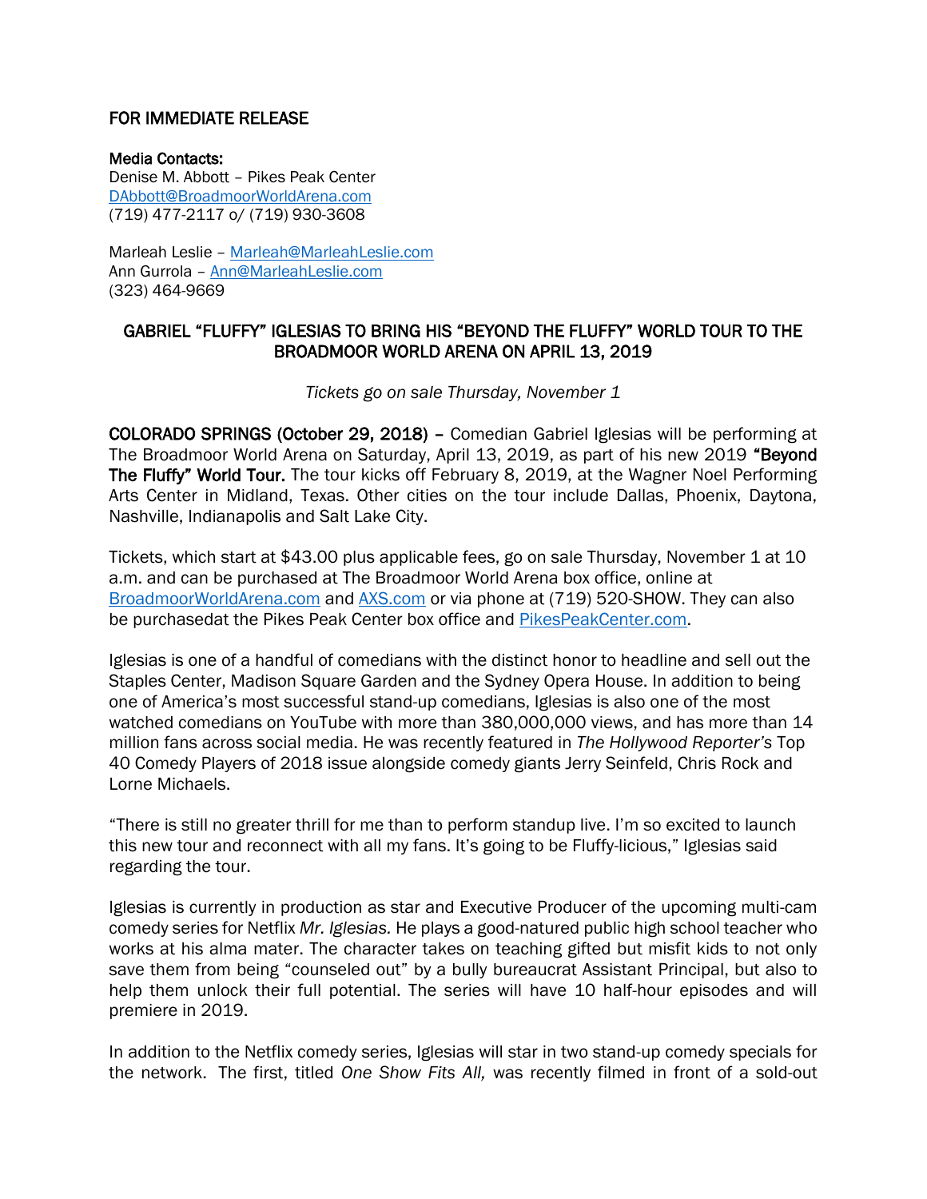**FOR IMMEDIATE RELEASE**

**Media Contacts:**
Denise M. Abbott – Pikes Peak Center
DAbbott@BroadmoorWorldArena.com
(719) 477-2117 o/ (719) 930-3608

Marleah Leslie – Marleah@MarleahLeslie.com
Ann Gurrola – Ann@MarleahLeslie.com
(323) 464-9669

# GABRIEL "FLUFFY" IGLESIAS TO BRING HIS "BEYOND THE FLUFFY" WORLD TOUR TO THE BROADMOOR WORLD ARENA ON APRIL 13, 2019

*Tickets go on sale Thursday, November 1*

**COLORADO SPRINGS (October 29, 2018) –** Comedian Gabriel Iglesias will be performing at The Broadmoor World Arena on Saturday, April 13, 2019, as part of his new 2019 **"Beyond The Fluffy" World Tour.** The tour kicks off February 8, 2019, at the Wagner Noel Performing Arts Center in Midland, Texas. Other cities on the tour include Dallas, Phoenix, Daytona, Nashville, Indianapolis and Salt Lake City.

Tickets, which start at $43.00 plus applicable fees, go on sale Thursday, November 1 at 10 a.m. and can be purchased at The Broadmoor World Arena box office, online at BroadmoorWorldArena.com and AXS.com or via phone at (719) 520-SHOW. They can also be purchasedat the Pikes Peak Center box office and PikesPeakCenter.com.

Iglesias is one of a handful of comedians with the distinct honor to headline and sell out the Staples Center, Madison Square Garden and the Sydney Opera House. In addition to being one of America's most successful stand-up comedians, Iglesias is also one of the most watched comedians on YouTube with more than 380,000,000 views, and has more than 14 million fans across social media. He was recently featured in *The Hollywood Reporter's* Top 40 Comedy Players of 2018 issue alongside comedy giants Jerry Seinfeld, Chris Rock and Lorne Michaels.

"There is still no greater thrill for me than to perform standup live. I'm so excited to launch this new tour and reconnect with all my fans. It's going to be Fluffy-licious," Iglesias said regarding the tour.

Iglesias is currently in production as star and Executive Producer of the upcoming multi-cam comedy series for Netflix *Mr. Iglesias.* He plays a good-natured public high school teacher who works at his alma mater. The character takes on teaching gifted but misfit kids to not only save them from being "counseled out" by a bully bureaucrat Assistant Principal, but also to help them unlock their full potential. The series will have 10 half-hour episodes and will premiere in 2019.

In addition to the Netflix comedy series, Iglesias will star in two stand-up comedy specials for the network. The first, titled *One Show Fits All,* was recently filmed in front of a sold-out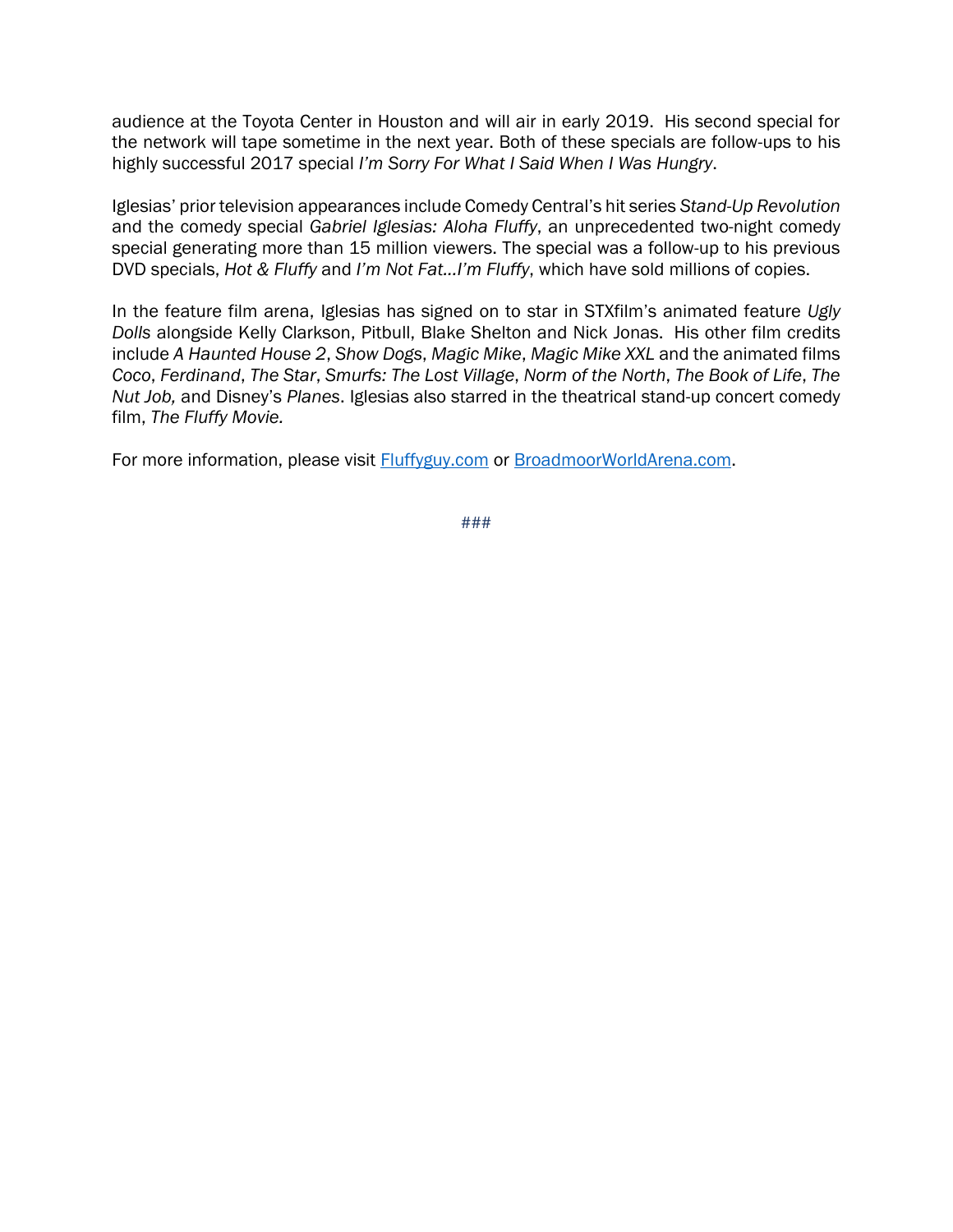audience at the Toyota Center in Houston and will air in early 2019. His second special for the network will tape sometime in the next year. Both of these specials are follow-ups to his highly successful 2017 special *I'm Sorry For What I Said When I Was Hungry*.

Iglesias' prior television appearances include Comedy Central's hit series *Stand-Up Revolution* and the comedy special *Gabriel Iglesias: Aloha Fluffy*, an unprecedented two-night comedy special generating more than 15 million viewers. The special was a follow-up to his previous DVD specials, *Hot & Fluffy* and *I'm Not Fat…I'm Fluffy*, which have sold millions of copies.

In the feature film arena, Iglesias has signed on to star in STXfilm's animated feature *Ugly Dolls* alongside Kelly Clarkson, Pitbull, Blake Shelton and Nick Jonas. His other film credits include *A Haunted House 2*, *Show Dogs*, *Magic Mike*, *Magic Mike XXL* and the animated films *Coco*, *Ferdinand*, *The Star*, *Smurfs: The Lost Village*, *Norm of the North*, *The Book of Life*, *The Nut Job,* and Disney's *Planes*. Iglesias also starred in the theatrical stand-up concert comedy film, *The Fluffy Movie.*

For more information, please visit [Fluffyguy.com](Fluffyguy.com) or [BroadmoorWorldArena.com](BroadmoorWorldArena.com).

###